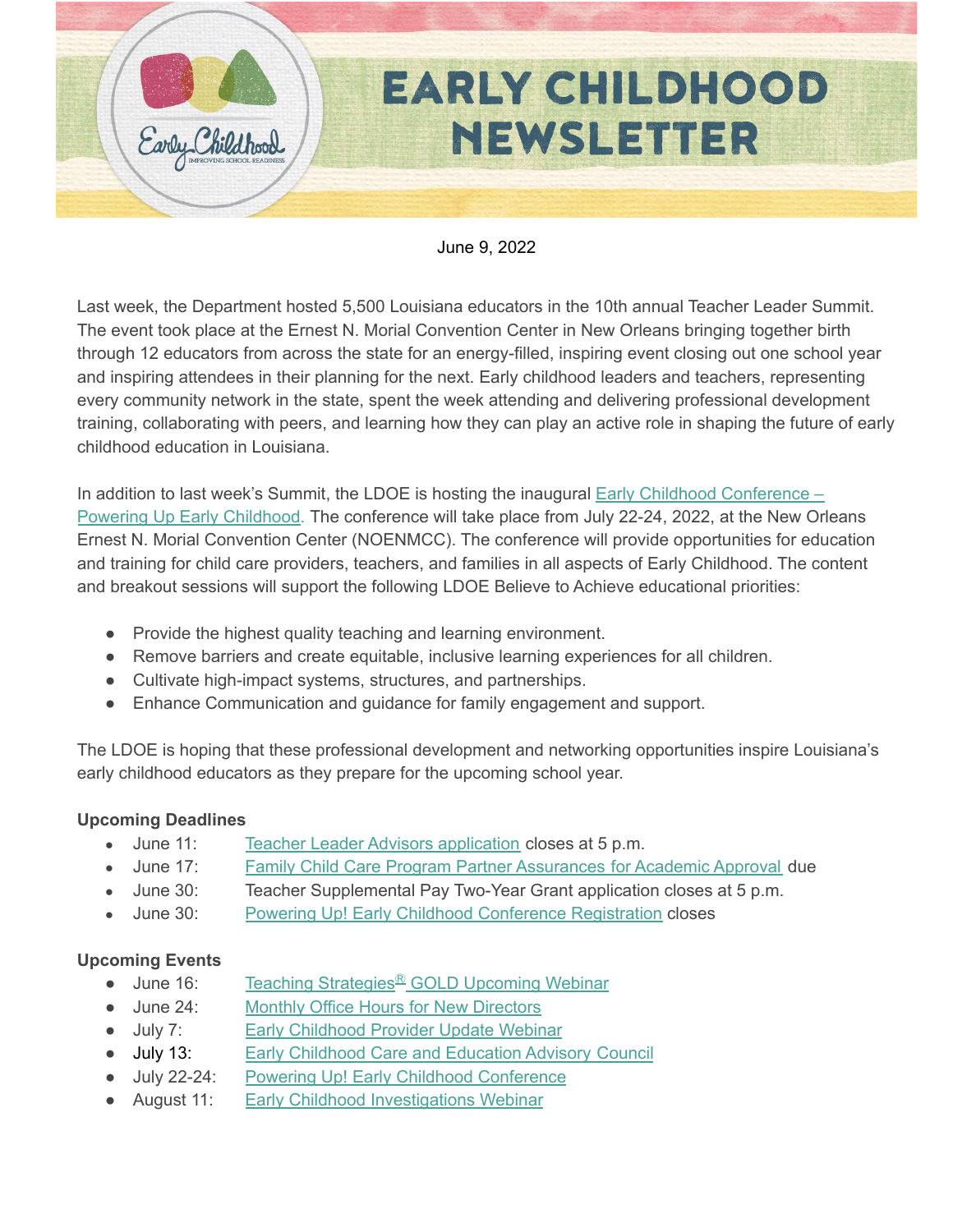# EARLY CHILDHOOD NEWSLETTER

June 9, 2022

Last week, the Department hosted 5,500 Louisiana educators in the 10th annual Teacher Leader Summit. The event took place at the Ernest N. Morial Convention Center in New Orleans bringing together birth through 12 educators from across the state for an energy-filled, inspiring event closing out one school year and inspiring attendees in their planning for the next. Early childhood leaders and teachers, representing every community network in the state, spent the week attending and delivering professional development training, collaborating with peers, and learning how they can play an active role in shaping the future of early childhood education in Louisiana.

In addition to last week's Summit, the LDOE is hosting the inaugural Early Childhood Conference – Powering Up Early Childhood. The conference will take place from July 22-24, 2022, at the New Orleans Ernest N. Morial Convention Center (NOENMCC). The conference will provide opportunities for education and training for child care providers, teachers, and families in all aspects of Early Childhood. The content and breakout sessions will support the following LDOE Believe to Achieve educational priorities:

- Provide the highest quality teaching and learning environment.
- Remove barriers and create equitable, inclusive learning experiences for all children.
- Cultivate high-impact systems, structures, and partnerships.
- Enhance Communication and guidance for family engagement and support.

The LDOE is hoping that these professional development and networking opportunities inspire Louisiana's early childhood educators as they prepare for the upcoming school year.

**Upcoming Deadlines**

- June 11: Teacher Leader Advisors application closes at 5 p.m.
- June 17: Family Child Care Program Partner Assurances for Academic Approval due
- June 30: Teacher Supplemental Pay Two-Year Grant application closes at 5 p.m.
- June 30: Powering Up! Early Childhood Conference Registration closes

**Upcoming Events**

- June 16: Teaching Strategies® GOLD Upcoming Webinar
- June 24: Monthly Office Hours for New Directors
- July 7: Early Childhood Provider Update Webinar
- July 13: Early Childhood Care and Education Advisory Council
- July 22-24: Powering Up! Early Childhood Conference
- August 11: Early Childhood Investigations Webinar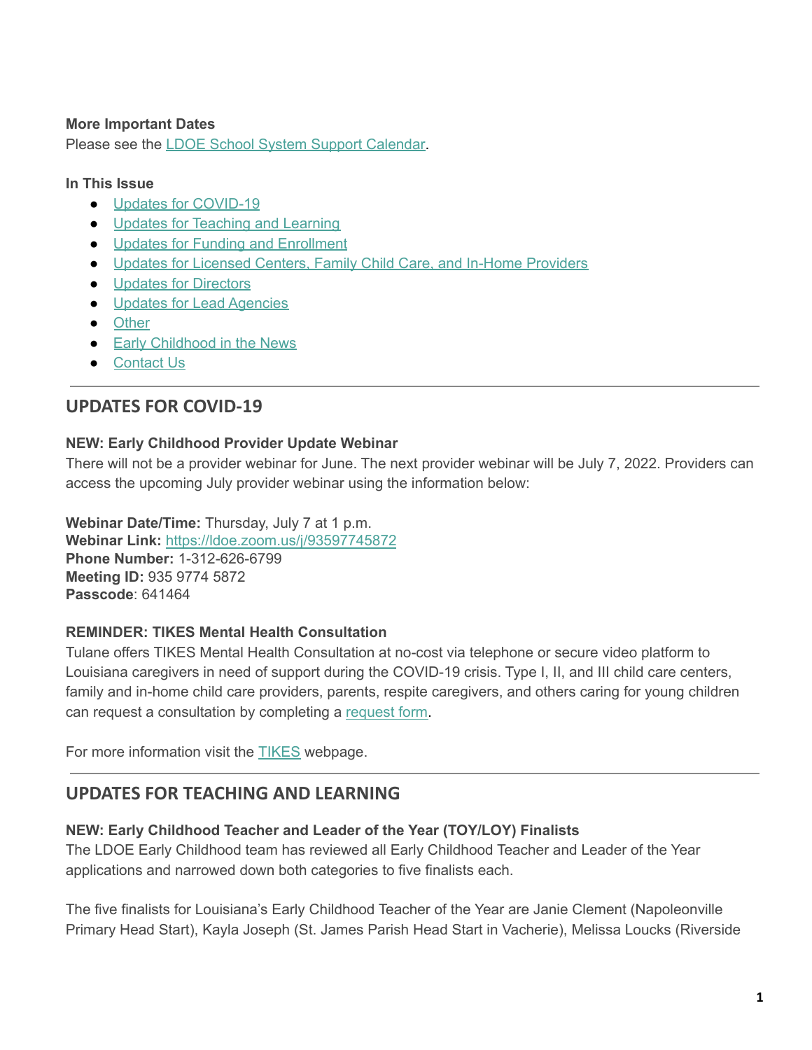**More Important Dates**

Please see the [LDOE School System Support Calendar](#).

**In This Issue**

- [Updates for COVID-19](#)
- [Updates for Teaching and Learning](#)
- [Updates for Funding and Enrollment](#)
- [Updates for Licensed Centers, Family Child Care, and In-Home Providers](#)
- [Updates for Directors](#)
- [Updates for Lead Agencies](#)
- [Other](#)
- [Early Childhood in the News](#)
- [Contact Us](#)

---

## UPDATES FOR COVID-19

**NEW: Early Childhood Provider Update Webinar**

There will not be a provider webinar for June. The next provider webinar will be July 7, 2022. Providers can access the upcoming July provider webinar using the information below:

**Webinar Date/Time:** Thursday, July 7 at 1 p.m.
**Webinar Link:** [https://ldoe.zoom.us/j/93597745872](https://ldoe.zoom.us/j/93597745872)
**Phone Number:** 1-312-626-6799
**Meeting ID:** 935 9774 5872
**Passcode**: 641464

**REMINDER: TIKES Mental Health Consultation**

Tulane offers TIKES Mental Health Consultation at no-cost via telephone or secure video platform to Louisiana caregivers in need of support during the COVID-19 crisis. Type I, II, and III child care centers, family and in-home child care providers, parents, respite caregivers, and others caring for young children can request a consultation by completing a [request form](#).

For more information visit the [TIKES](#) webpage.

---

## UPDATES FOR TEACHING AND LEARNING

**NEW: Early Childhood Teacher and Leader of the Year (TOY/LOY) Finalists**

The LDOE Early Childhood team has reviewed all Early Childhood Teacher and Leader of the Year applications and narrowed down both categories to five finalists each.

The five finalists for Louisiana's Early Childhood Teacher of the Year are Janie Clement (Napoleonville Primary Head Start), Kayla Joseph (St. James Parish Head Start in Vacherie), Melissa Loucks (Riverside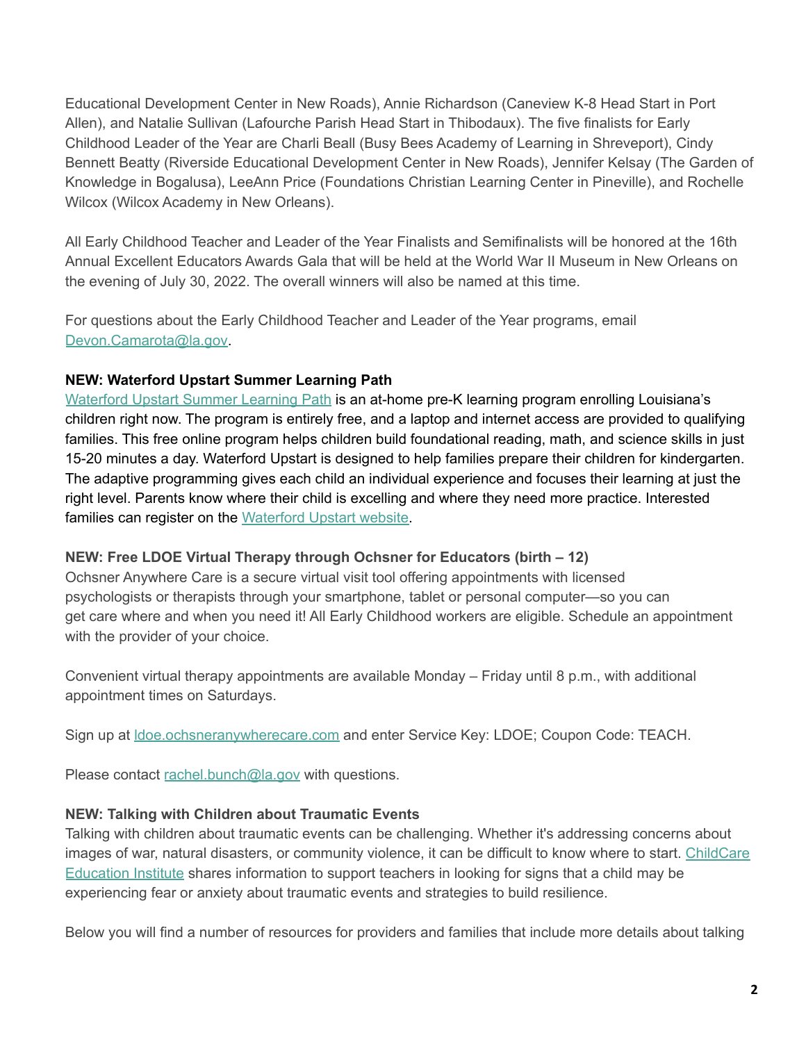Educational Development Center in New Roads), Annie Richardson (Caneview K-8 Head Start in Port Allen), and Natalie Sullivan (Lafourche Parish Head Start in Thibodaux). The five finalists for Early Childhood Leader of the Year are Charli Beall (Busy Bees Academy of Learning in Shreveport), Cindy Bennett Beatty (Riverside Educational Development Center in New Roads), Jennifer Kelsay (The Garden of Knowledge in Bogalusa), LeeAnn Price (Foundations Christian Learning Center in Pineville), and Rochelle Wilcox (Wilcox Academy in New Orleans).

All Early Childhood Teacher and Leader of the Year Finalists and Semifinalists will be honored at the 16th Annual Excellent Educators Awards Gala that will be held at the World War II Museum in New Orleans on the evening of July 30, 2022. The overall winners will also be named at this time.

For questions about the Early Childhood Teacher and Leader of the Year programs, email Devon.Camarota@la.gov.

**NEW: Waterford Upstart Summer Learning Path**

Waterford Upstart Summer Learning Path is an at-home pre-K learning program enrolling Louisiana's children right now. The program is entirely free, and a laptop and internet access are provided to qualifying families. This free online program helps children build foundational reading, math, and science skills in just 15-20 minutes a day. Waterford Upstart is designed to help families prepare their children for kindergarten. The adaptive programming gives each child an individual experience and focuses their learning at just the right level. Parents know where their child is excelling and where they need more practice. Interested families can register on the Waterford Upstart website.

**NEW: Free LDOE Virtual Therapy through Ochsner for Educators (birth – 12)**

Ochsner Anywhere Care is a secure virtual visit tool offering appointments with licensed psychologists or therapists through your smartphone, tablet or personal computer—so you can get care where and when you need it! All Early Childhood workers are eligible. Schedule an appointment with the provider of your choice.

Convenient virtual therapy appointments are available Monday – Friday until 8 p.m., with additional appointment times on Saturdays.

Sign up at ldoe.ochsneranywherecare.com and enter Service Key: LDOE; Coupon Code: TEACH.

Please contact rachel.bunch@la.gov with questions.

**NEW: Talking with Children about Traumatic Events**

Talking with children about traumatic events can be challenging. Whether it's addressing concerns about images of war, natural disasters, or community violence, it can be difficult to know where to start. ChildCare Education Institute shares information to support teachers in looking for signs that a child may be experiencing fear or anxiety about traumatic events and strategies to build resilience.

Below you will find a number of resources for providers and families that include more details about talking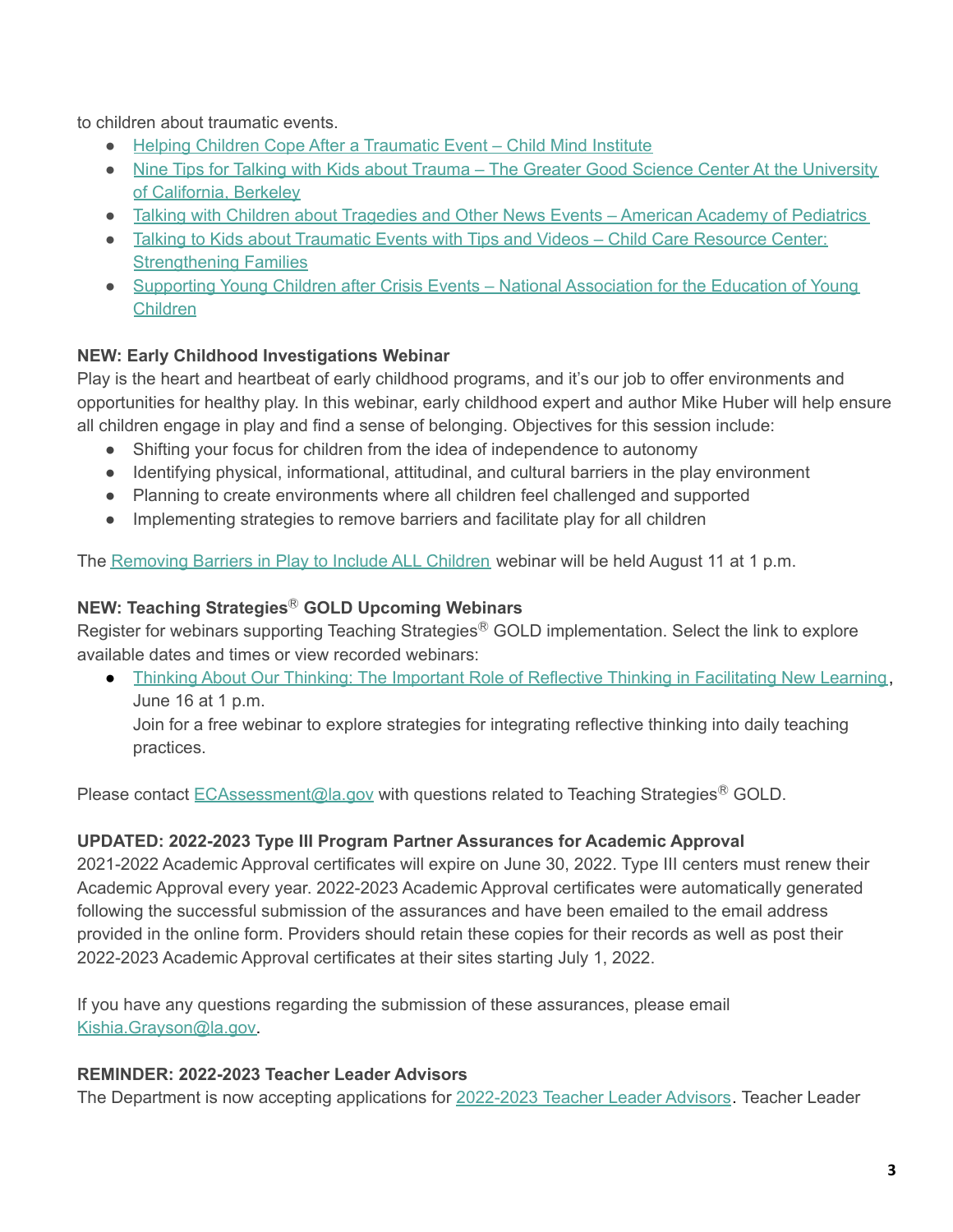to children about traumatic events.

- Helping Children Cope After a Traumatic Event – Child Mind Institute
- Nine Tips for Talking with Kids about Trauma – The Greater Good Science Center At the University of California, Berkeley
- Talking with Children about Tragedies and Other News Events – American Academy of Pediatrics
- Talking to Kids about Traumatic Events with Tips and Videos – Child Care Resource Center: Strengthening Families
- Supporting Young Children after Crisis Events – National Association for the Education of Young Children

**NEW: Early Childhood Investigations Webinar**

Play is the heart and heartbeat of early childhood programs, and it's our job to offer environments and opportunities for healthy play. In this webinar, early childhood expert and author Mike Huber will help ensure all children engage in play and find a sense of belonging. Objectives for this session include:

- Shifting your focus for children from the idea of independence to autonomy
- Identifying physical, informational, attitudinal, and cultural barriers in the play environment
- Planning to create environments where all children feel challenged and supported
- Implementing strategies to remove barriers and facilitate play for all children

The Removing Barriers in Play to Include ALL Children webinar will be held August 11 at 1 p.m.

**NEW: Teaching Strategies® GOLD Upcoming Webinars**

Register for webinars supporting Teaching Strategies® GOLD implementation. Select the link to explore available dates and times or view recorded webinars:

- Thinking About Our Thinking: The Important Role of Reflective Thinking in Facilitating New Learning, June 16 at 1 p.m.
  Join for a free webinar to explore strategies for integrating reflective thinking into daily teaching practices.

Please contact ECAssessment@la.gov with questions related to Teaching Strategies® GOLD.

**UPDATED: 2022-2023 Type III Program Partner Assurances for Academic Approval**

2021-2022 Academic Approval certificates will expire on June 30, 2022. Type III centers must renew their Academic Approval every year. 2022-2023 Academic Approval certificates were automatically generated following the successful submission of the assurances and have been emailed to the email address provided in the online form. Providers should retain these copies for their records as well as post their 2022-2023 Academic Approval certificates at their sites starting July 1, 2022.

If you have any questions regarding the submission of these assurances, please email Kishia.Grayson@la.gov.

**REMINDER: 2022-2023 Teacher Leader Advisors**

The Department is now accepting applications for 2022-2023 Teacher Leader Advisors. Teacher Leader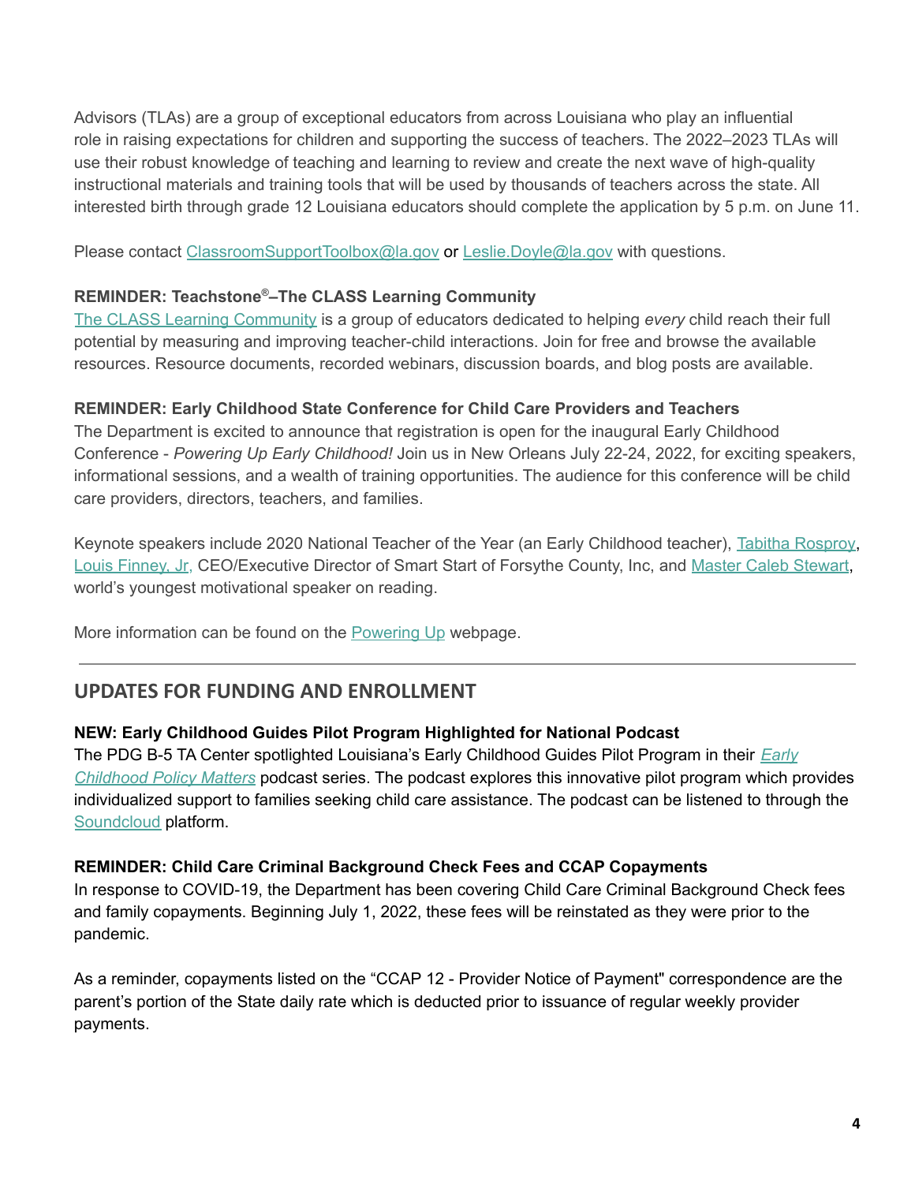Advisors (TLAs) are a group of exceptional educators from across Louisiana who play an influential role in raising expectations for children and supporting the success of teachers. The 2022–2023 TLAs will use their robust knowledge of teaching and learning to review and create the next wave of high-quality instructional materials and training tools that will be used by thousands of teachers across the state. All interested birth through grade 12 Louisiana educators should complete the application by 5 p.m. on June 11.

Please contact ClassroomSupportToolbox@la.gov or Leslie.Doyle@la.gov with questions.

**REMINDER: Teachstone®–The CLASS Learning Community**

The CLASS Learning Community is a group of educators dedicated to helping *every* child reach their full potential by measuring and improving teacher-child interactions. Join for free and browse the available resources. Resource documents, recorded webinars, discussion boards, and blog posts are available.

**REMINDER: Early Childhood State Conference for Child Care Providers and Teachers**

The Department is excited to announce that registration is open for the inaugural Early Childhood Conference - *Powering Up Early Childhood!* Join us in New Orleans July 22-24, 2022, for exciting speakers, informational sessions, and a wealth of training opportunities. The audience for this conference will be child care providers, directors, teachers, and families.

Keynote speakers include 2020 National Teacher of the Year (an Early Childhood teacher), Tabitha Rosproy, Louis Finney, Jr, CEO/Executive Director of Smart Start of Forsythe County, Inc, and Master Caleb Stewart, world's youngest motivational speaker on reading.

More information can be found on the Powering Up webpage.

---

## UPDATES FOR FUNDING AND ENROLLMENT

**NEW: Early Childhood Guides Pilot Program Highlighted for National Podcast**

The PDG B-5 TA Center spotlighted Louisiana's Early Childhood Guides Pilot Program in their *Early Childhood Policy Matters* podcast series. The podcast explores this innovative pilot program which provides individualized support to families seeking child care assistance. The podcast can be listened to through the Soundcloud platform.

**REMINDER: Child Care Criminal Background Check Fees and CCAP Copayments**

In response to COVID-19, the Department has been covering Child Care Criminal Background Check fees and family copayments. Beginning July 1, 2022, these fees will be reinstated as they were prior to the pandemic.

As a reminder, copayments listed on the "CCAP 12 - Provider Notice of Payment" correspondence are the parent's portion of the State daily rate which is deducted prior to issuance of regular weekly provider payments.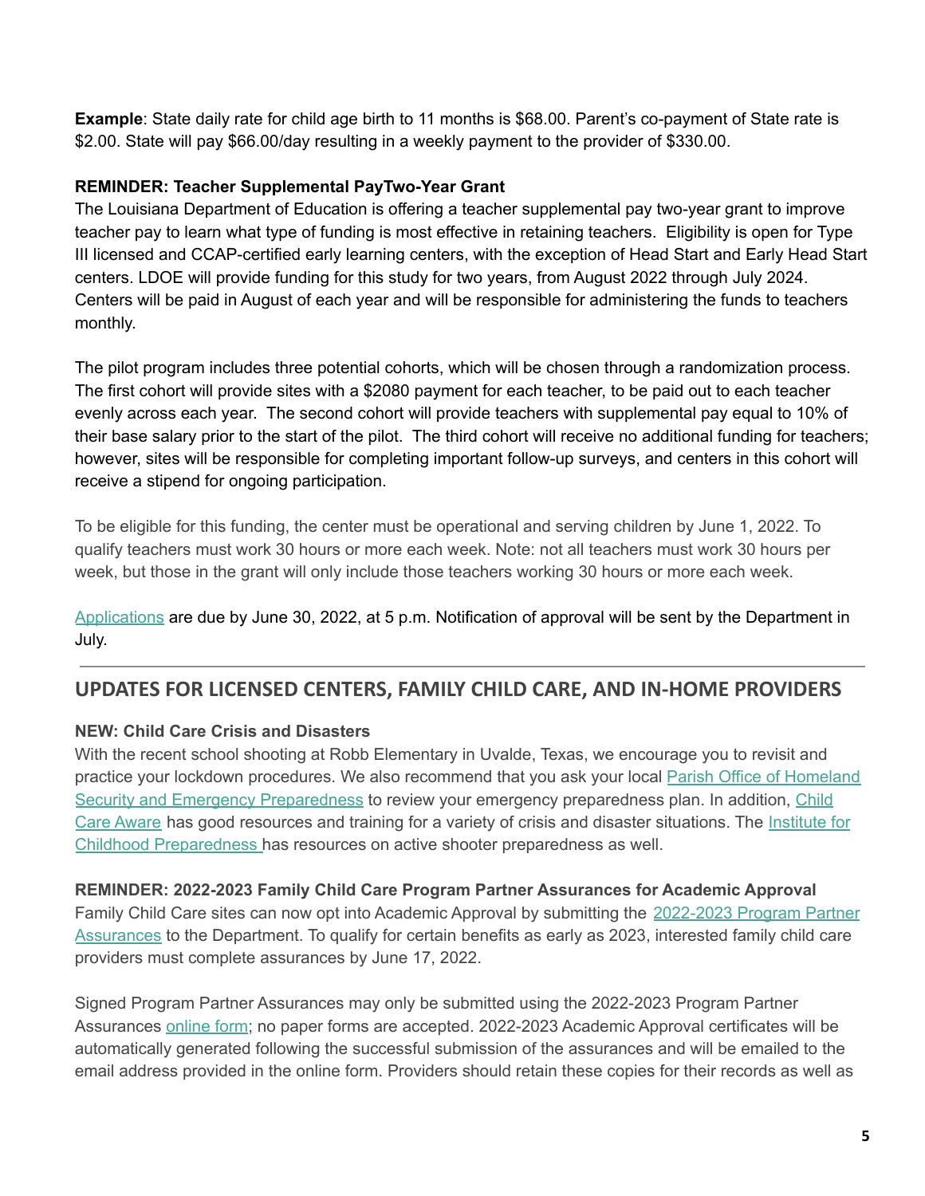**Example**: State daily rate for child age birth to 11 months is $68.00. Parent's co-payment of State rate is $2.00. State will pay $66.00/day resulting in a weekly payment to the provider of $330.00.

**REMINDER: Teacher Supplemental PayTwo-Year Grant**

The Louisiana Department of Education is offering a teacher supplemental pay two-year grant to improve teacher pay to learn what type of funding is most effective in retaining teachers. Eligibility is open for Type III licensed and CCAP-certified early learning centers, with the exception of Head Start and Early Head Start centers. LDOE will provide funding for this study for two years, from August 2022 through July 2024. Centers will be paid in August of each year and will be responsible for administering the funds to teachers monthly.

The pilot program includes three potential cohorts, which will be chosen through a randomization process. The first cohort will provide sites with a $2080 payment for each teacher, to be paid out to each teacher evenly across each year. The second cohort will provide teachers with supplemental pay equal to 10% of their base salary prior to the start of the pilot. The third cohort will receive no additional funding for teachers; however, sites will be responsible for completing important follow-up surveys, and centers in this cohort will receive a stipend for ongoing participation.

To be eligible for this funding, the center must be operational and serving children by June 1, 2022. To qualify teachers must work 30 hours or more each week. Note: not all teachers must work 30 hours per week, but those in the grant will only include those teachers working 30 hours or more each week.

Applications are due by June 30, 2022, at 5 p.m. Notification of approval will be sent by the Department in July.

---

## UPDATES FOR LICENSED CENTERS, FAMILY CHILD CARE, AND IN-HOME PROVIDERS

**NEW: Child Care Crisis and Disasters**

With the recent school shooting at Robb Elementary in Uvalde, Texas, we encourage you to revisit and practice your lockdown procedures. We also recommend that you ask your local Parish Office of Homeland Security and Emergency Preparedness to review your emergency preparedness plan. In addition, Child Care Aware has good resources and training for a variety of crisis and disaster situations. The Institute for Childhood Preparedness has resources on active shooter preparedness as well.

**REMINDER: 2022-2023 Family Child Care Program Partner Assurances for Academic Approval**

Family Child Care sites can now opt into Academic Approval by submitting the 2022-2023 Program Partner Assurances to the Department. To qualify for certain benefits as early as 2023, interested family child care providers must complete assurances by June 17, 2022.

Signed Program Partner Assurances may only be submitted using the 2022-2023 Program Partner Assurances online form; no paper forms are accepted. 2022-2023 Academic Approval certificates will be automatically generated following the successful submission of the assurances and will be emailed to the email address provided in the online form. Providers should retain these copies for their records as well as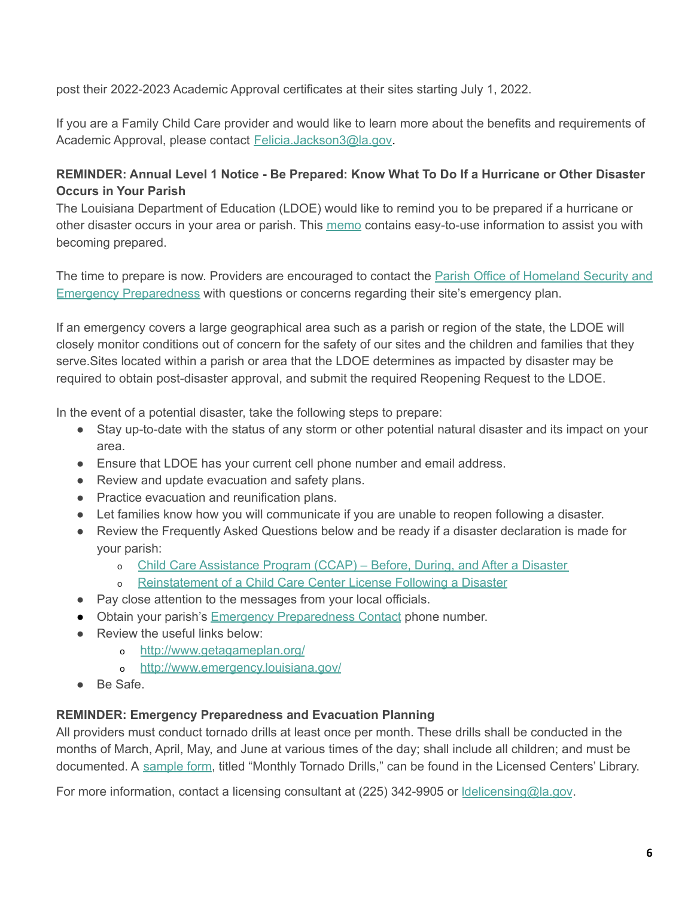post their 2022-2023 Academic Approval certificates at their sites starting July 1, 2022.

If you are a Family Child Care provider and would like to learn more about the benefits and requirements of Academic Approval, please contact Felicia.Jackson3@la.gov.

**REMINDER: Annual Level 1 Notice - Be Prepared: Know What To Do If a Hurricane or Other Disaster Occurs in Your Parish**

The Louisiana Department of Education (LDOE) would like to remind you to be prepared if a hurricane or other disaster occurs in your area or parish. This memo contains easy-to-use information to assist you with becoming prepared.

The time to prepare is now. Providers are encouraged to contact the Parish Office of Homeland Security and Emergency Preparedness with questions or concerns regarding their site's emergency plan.

If an emergency covers a large geographical area such as a parish or region of the state, the LDOE will closely monitor conditions out of concern for the safety of our sites and the children and families that they serve.Sites located within a parish or area that the LDOE determines as impacted by disaster may be required to obtain post-disaster approval, and submit the required Reopening Request to the LDOE.

In the event of a potential disaster, take the following steps to prepare:

- Stay up-to-date with the status of any storm or other potential natural disaster and its impact on your area.
- Ensure that LDOE has your current cell phone number and email address.
- Review and update evacuation and safety plans.
- Practice evacuation and reunification plans.
- Let families know how you will communicate if you are unable to reopen following a disaster.
- Review the Frequently Asked Questions below and be ready if a disaster declaration is made for your parish:
  - Child Care Assistance Program (CCAP) – Before, During, and After a Disaster
  - Reinstatement of a Child Care Center License Following a Disaster
- Pay close attention to the messages from your local officials.
- Obtain your parish's Emergency Preparedness Contact phone number.
- Review the useful links below:
  - http://www.getagameplan.org/
  - http://www.emergency.louisiana.gov/
- Be Safe.

**REMINDER: Emergency Preparedness and Evacuation Planning**

All providers must conduct tornado drills at least once per month. These drills shall be conducted in the months of March, April, May, and June at various times of the day; shall include all children; and must be documented. A sample form, titled "Monthly Tornado Drills," can be found in the Licensed Centers' Library.

For more information, contact a licensing consultant at (225) 342-9905 or ldelicensing@la.gov.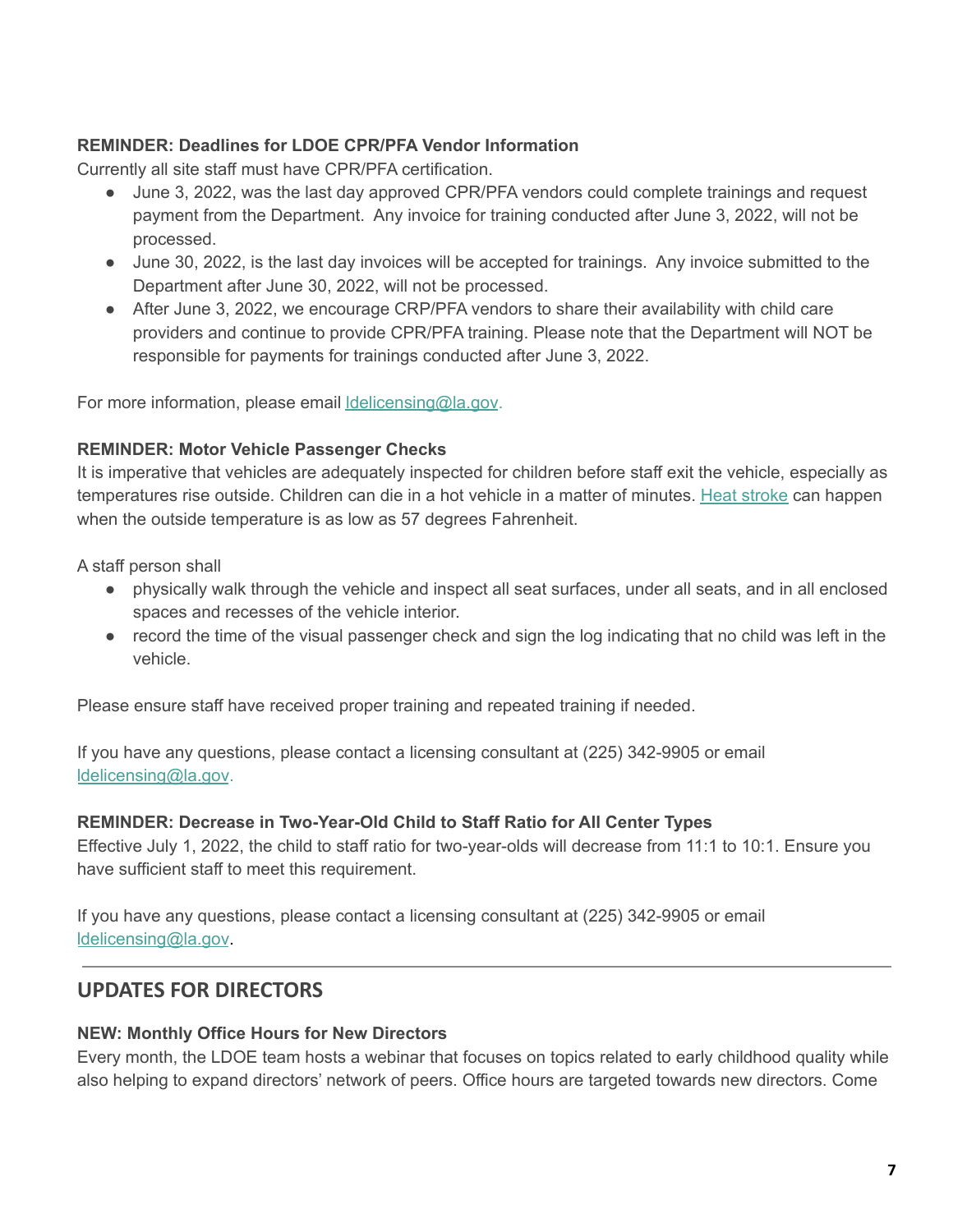**REMINDER: Deadlines for LDOE CPR/PFA Vendor Information**

Currently all site staff must have CPR/PFA certification.

- June 3, 2022, was the last day approved CPR/PFA vendors could complete trainings and request payment from the Department. Any invoice for training conducted after June 3, 2022, will not be processed.
- June 30, 2022, is the last day invoices will be accepted for trainings. Any invoice submitted to the Department after June 30, 2022, will not be processed.
- After June 3, 2022, we encourage CRP/PFA vendors to share their availability with child care providers and continue to provide CPR/PFA training. Please note that the Department will NOT be responsible for payments for trainings conducted after June 3, 2022.

For more information, please email ldelicensing@la.gov.

**REMINDER: Motor Vehicle Passenger Checks**

It is imperative that vehicles are adequately inspected for children before staff exit the vehicle, especially as temperatures rise outside. Children can die in a hot vehicle in a matter of minutes. Heat stroke can happen when the outside temperature is as low as 57 degrees Fahrenheit.

A staff person shall

- physically walk through the vehicle and inspect all seat surfaces, under all seats, and in all enclosed spaces and recesses of the vehicle interior.
- record the time of the visual passenger check and sign the log indicating that no child was left in the vehicle.

Please ensure staff have received proper training and repeated training if needed.

If you have any questions, please contact a licensing consultant at (225) 342-9905 or email ldelicensing@la.gov.

**REMINDER: Decrease in Two-Year-Old Child to Staff Ratio for All Center Types**

Effective July 1, 2022, the child to staff ratio for two-year-olds will decrease from 11:1 to 10:1. Ensure you have sufficient staff to meet this requirement.

If you have any questions, please contact a licensing consultant at (225) 342-9905 or email ldelicensing@la.gov.

---

## UPDATES FOR DIRECTORS

**NEW: Monthly Office Hours for New Directors**

Every month, the LDOE team hosts a webinar that focuses on topics related to early childhood quality while also helping to expand directors' network of peers. Office hours are targeted towards new directors. Come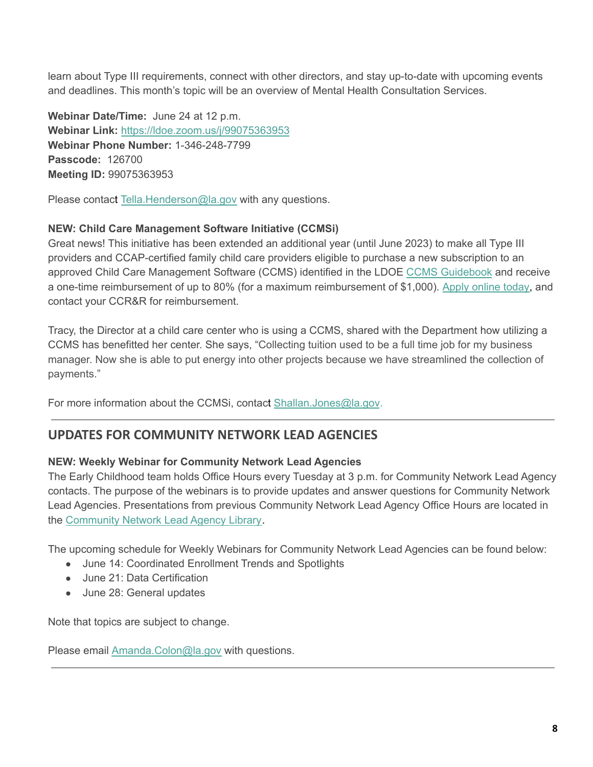learn about Type III requirements, connect with other directors, and stay up-to-date with upcoming events and deadlines. This month's topic will be an overview of Mental Health Consultation Services.

**Webinar Date/Time:** June 24 at 12 p.m.
**Webinar Link:** [https://ldoe.zoom.us/j/99075363953](https://ldoe.zoom.us/j/99075363953)
**Webinar Phone Number:** 1-346-248-7799
**Passcode:** 126700
**Meeting ID:** 99075363953

Please contact [Tella.Henderson@la.gov](mailto:Tella.Henderson@la.gov) with any questions.

**NEW: Child Care Management Software Initiative (CCMSi)**
Great news! This initiative has been extended an additional year (until June 2023) to make all Type III providers and CCAP-certified family child care providers eligible to purchase a new subscription to an approved Child Care Management Software (CCMS) identified in the LDOE CCMS Guidebook and receive a one-time reimbursement of up to 80% (for a maximum reimbursement of $1,000). Apply online today, and contact your CCR&R for reimbursement.

Tracy, the Director at a child care center who is using a CCMS, shared with the Department how utilizing a CCMS has benefitted her center. She says, "Collecting tuition used to be a full time job for my business manager. Now she is able to put energy into other projects because we have streamlined the collection of payments."

For more information about the CCMSi, contact [Shallan.Jones@la.gov](mailto:Shallan.Jones@la.gov).

---

## UPDATES FOR COMMUNITY NETWORK LEAD AGENCIES

**NEW: Weekly Webinar for Community Network Lead Agencies**
The Early Childhood team holds Office Hours every Tuesday at 3 p.m. for Community Network Lead Agency contacts. The purpose of the webinars is to provide updates and answer questions for Community Network Lead Agencies. Presentations from previous Community Network Lead Agency Office Hours are located in the Community Network Lead Agency Library.

The upcoming schedule for Weekly Webinars for Community Network Lead Agencies can be found below:

- June 14: Coordinated Enrollment Trends and Spotlights
- June 21: Data Certification
- June 28: General updates

Note that topics are subject to change.

Please email [Amanda.Colon@la.gov](mailto:Amanda.Colon@la.gov) with questions.

---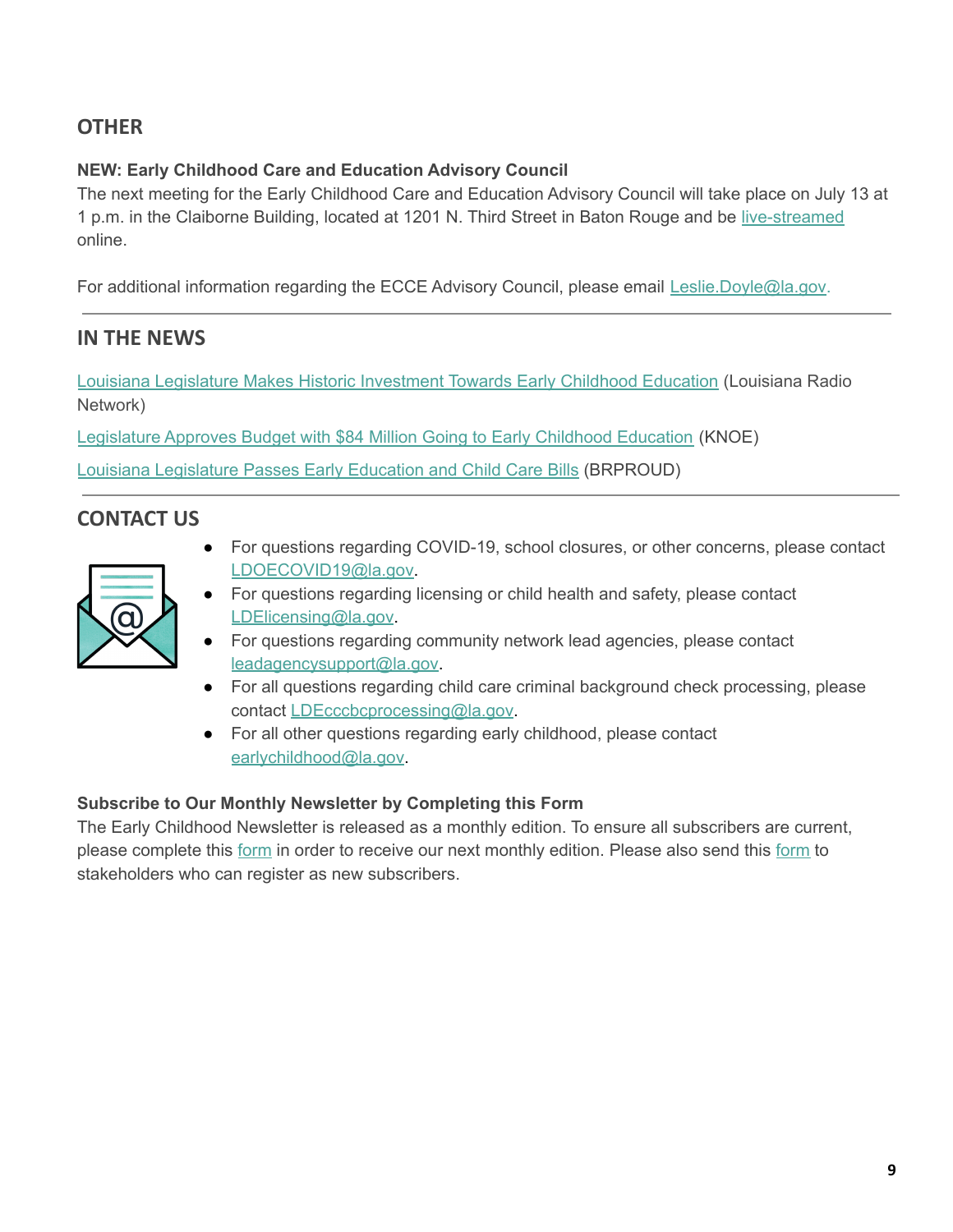## OTHER

**NEW: Early Childhood Care and Education Advisory Council**

The next meeting for the Early Childhood Care and Education Advisory Council will take place on July 13 at 1 p.m. in the Claiborne Building, located at 1201 N. Third Street in Baton Rouge and be live-streamed online.

For additional information regarding the ECCE Advisory Council, please email Leslie.Doyle@la.gov.

---

## IN THE NEWS

Louisiana Legislature Makes Historic Investment Towards Early Childhood Education (Louisiana Radio Network)

Legislature Approves Budget with $84 Million Going to Early Childhood Education (KNOE)

Louisiana Legislature Passes Early Education and Child Care Bills (BRPROUD)

---

## CONTACT US

- For questions regarding COVID-19, school closures, or other concerns, please contact LDOECOVID19@la.gov.
- For questions regarding licensing or child health and safety, please contact LDElicensing@la.gov.
- For questions regarding community network lead agencies, please contact leadagencysupport@la.gov.
- For all questions regarding child care criminal background check processing, please contact LDEcccbcprocessing@la.gov.
- For all other questions regarding early childhood, please contact earlychildhood@la.gov.

**Subscribe to Our Monthly Newsletter by Completing this Form**

The Early Childhood Newsletter is released as a monthly edition. To ensure all subscribers are current, please complete this form in order to receive our next monthly edition. Please also send this form to stakeholders who can register as new subscribers.